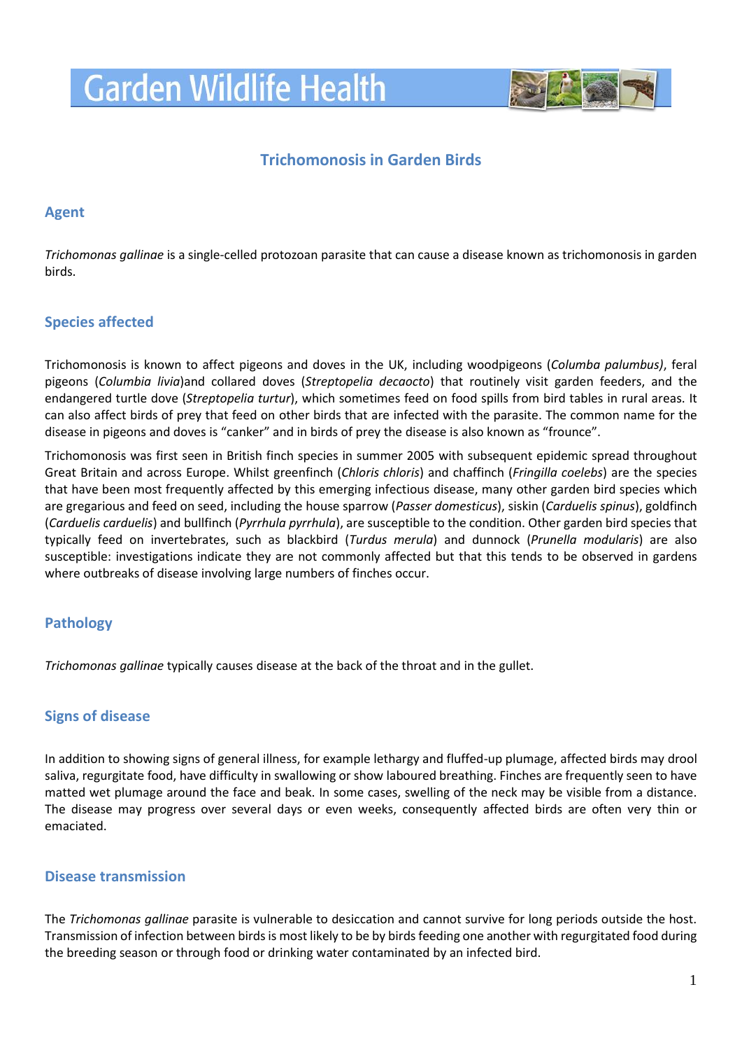# Garden Wildlife Health

## Trichomonosis in Garden Birds

### Agent

*Trichomonas gallinae* is a single-celled protozoan parasite that can cause a disease known as trichomonosis in garden birds.

### Species affected

Trichomonosis is known to affect pigeons and doves in the UK, including woodpigeons (*Columba palumbus)*, feral pigeons (*Columbia livia*)and collared doves (*Streptopelia decaocto*) that routinely visit garden feeders, and the endangered turtle dove (*Streptopelia turtur*), which sometimes feed on food spills from bird tables in rural areas. It can also affect birds of prey that feed on other birds that are infected with the parasite. The common name for the disease in pigeons and doves is "canker" and in birds of prey the disease is also known as "frounce".

Trichomonosis was first seen in British finch species in summer 2005 with subsequent epidemic spread throughout Great Britain and across Europe. Whilst greenfinch (*Chloris chloris*) and chaffinch (*Fringilla coelebs*) are the species that have been most frequently affected by this emerging infectious disease, many other garden bird species which are gregarious and feed on seed, including the house sparrow (*Passer domesticus*), siskin (*Carduelis spinus*), goldfinch (*Carduelis carduelis*) and bullfinch (*Pyrrhula pyrrhula*), are susceptible to the condition. Other garden bird species that typically feed on invertebrates, such as blackbird (*Turdus merula*) and dunnock (*Prunella modularis*) are also susceptible: investigations indicate they are not commonly affected but that this tends to be observed in gardens where outbreaks of disease involving large numbers of finches occur.

### Pathology

*Trichomonas gallinae* typically causes disease at the back of the throat and in the gullet.

### Signs of disease

In addition to showing signs of general illness, for example lethargy and fluffed-up plumage, affected birds may drool saliva, regurgitate food, have difficulty in swallowing or show laboured breathing. Finches are frequently seen to have matted wet plumage around the face and beak. In some cases, swelling of the neck may be visible from a distance. The disease may progress over several days or even weeks, consequently affected birds are often very thin or emaciated.

### Disease transmission

The *Trichomonas gallinae* parasite is vulnerable to desiccation and cannot survive for long periods outside the host. Transmission of infection between birds is most likely to be by birds feeding one another with regurgitated food during the breeding season or through food or drinking water contaminated by an infected bird.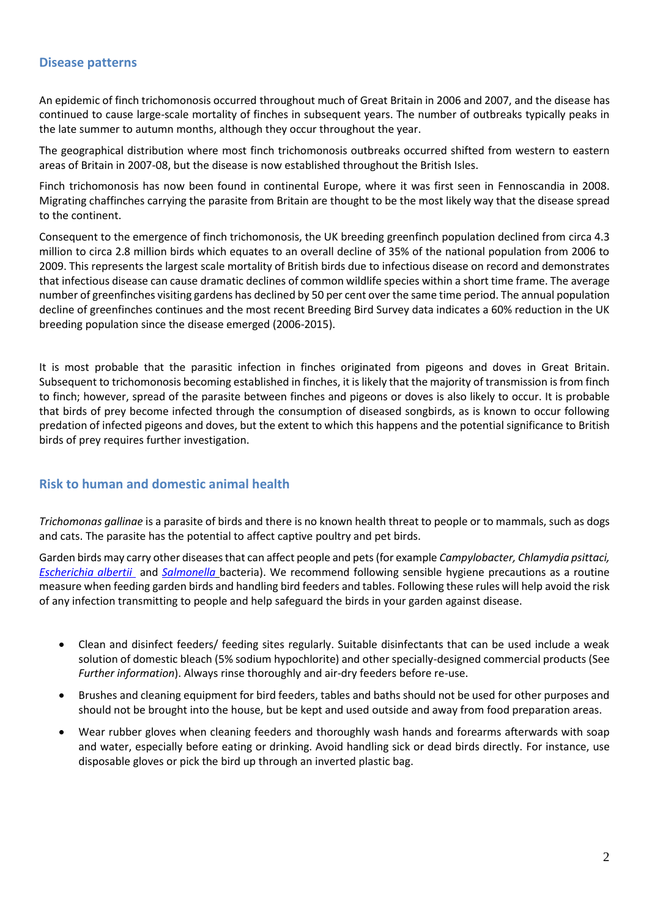## Disease patterns

An epidemic of finch trichomonosis occurred throughout much of Great Britain in 2006 and 2007, and the disease has continued to cause large-scale mortality of finches in subsequent years. The number of outbreaks typically peaks in the late summer to autumn months, although they occur throughout the year.

The geographical distribution where most finch trichomonosis outbreaks occurred shifted from western to eastern areas of Britain in 2007-08, but the disease is now established throughout the British Isles.

Finch trichomonosis has now been found in continental Europe, where it was first seen in Fennoscandia in 2008. Migrating chaffinches carrying the parasite from Britain are thought to be the most likely way that the disease spread to the continent.

Consequent to the emergence of finch trichomonosis, the UK breeding greenfinch population declined from circa 4.3 million to circa 2.8 million birds which equates to an overall decline of 35% of the national population from 2006 to 2009. This represents the largest scale mortality of British birds due to infectious disease on record and demonstrates that infectious disease can cause dramatic declines of common wildlife species within a short time frame. The average number of greenfinches visiting gardens has declined by 50 per cent over the same time period. The annual population decline of greenfinches continues and the most recent Breeding Bird Survey data indicates a 60% reduction in the UK breeding population since the disease emerged (2006-2015).

It is most probable that the parasitic infection in finches originated from pigeons and doves in Great Britain. Subsequent to trichomonosis becoming established in finches, it is likely that the majority of transmission is from finch to finch; however, spread of the parasite between finches and pigeons or doves is also likely to occur. It is probable that birds of prey become infected through the consumption of diseased songbirds, as is known to occur following predation of infected pigeons and doves, but the extent to which this happens and the potential significance to British birds of prey requires further investigation.

## Risk to human and domestic animal health

*Trichomonas gallinae* is a parasite of birds and there is no known health threat to people or to mammals, such as dogs and cats. The parasite has the potential to affect captive poultry and pet birds.

Garden birds may carry other diseases that can affect people and pets (for example *Campylobacter, Chlamydia psittaci, Escherichia albertii* and *Salmonella* bacteria). We recommend following sensible hygiene precautions as a routine measure when feeding garden birds and handling bird feeders and tables. Following these rules will help avoid the risk of any infection transmitting to people and help safeguard the birds in your garden against disease.

- Clean and disinfect feeders/ feeding sites regularly. Suitable disinfectants that can be used include a weak solution of domestic bleach (5% sodium hypochlorite) and other specially-designed commercial products (See *Further information*). Always rinse thoroughly and air-dry feeders before re-use.
- Brushes and cleaning equipment for bird feeders, tables and baths should not be used for other purposes and should not be brought into the house, but be kept and used outside and away from food preparation areas.
- Wear rubber gloves when cleaning feeders and thoroughly wash hands and forearms afterwards with soap and water, especially before eating or drinking. Avoid handling sick or dead birds directly. For instance, use disposable gloves or pick the bird up through an inverted plastic bag.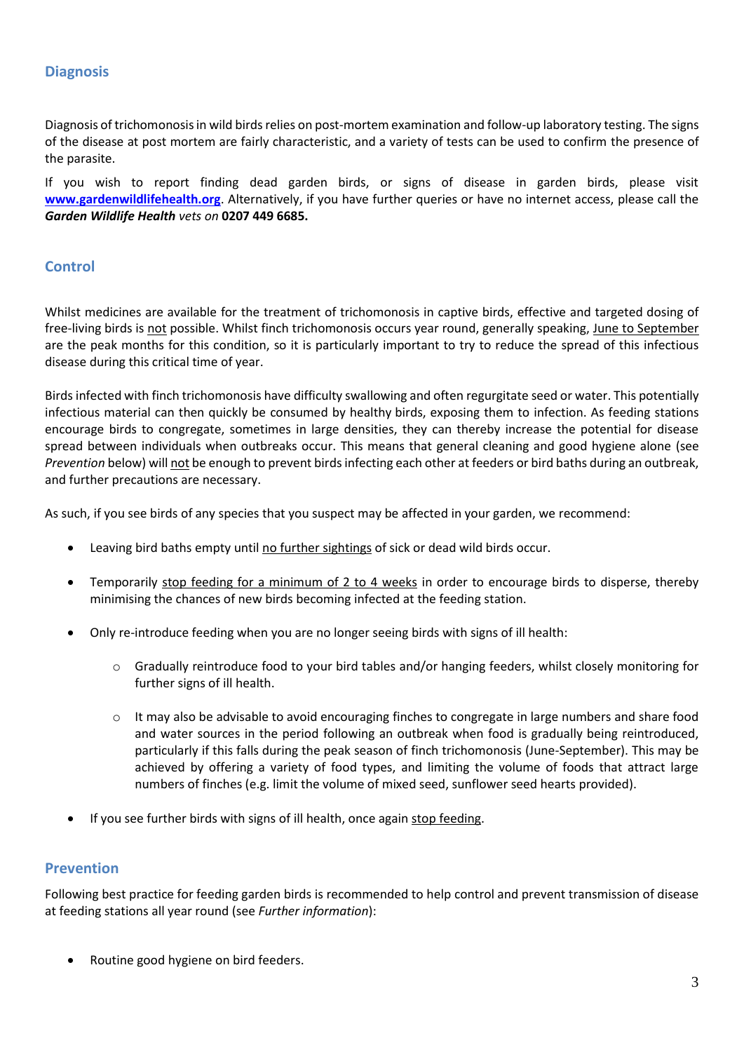## Diagnosis

Diagnosis of trichomonosis in wild birds relies on post-mortem examination and follow-up laboratory testing. The signs of the disease at post mortem are fairly characteristic, and a variety of tests can be used to confirm the presence of the parasite.

If you wish to report finding dead garden birds, or signs of disease in garden birds, please visit **www.gardenwildlifehealth.org**. Alternatively, if you have further queries or have no internet access, please call the ***Garden Wildlife Health*** *vets on* **0207 449 6685.**

## Control

Whilst medicines are available for the treatment of trichomonosis in captive birds, effective and targeted dosing of free-living birds is not possible. Whilst finch trichomonosis occurs year round, generally speaking, June to September are the peak months for this condition, so it is particularly important to try to reduce the spread of this infectious disease during this critical time of year.

Birds infected with finch trichomonosis have difficulty swallowing and often regurgitate seed or water. This potentially infectious material can then quickly be consumed by healthy birds, exposing them to infection. As feeding stations encourage birds to congregate, sometimes in large densities, they can thereby increase the potential for disease spread between individuals when outbreaks occur. This means that general cleaning and good hygiene alone (see *Prevention* below) will not be enough to prevent birds infecting each other at feeders or bird baths during an outbreak, and further precautions are necessary.

As such, if you see birds of any species that you suspect may be affected in your garden, we recommend:

- Leaving bird baths empty until no further sightings of sick or dead wild birds occur.
- Temporarily stop feeding for a minimum of 2 to 4 weeks in order to encourage birds to disperse, thereby minimising the chances of new birds becoming infected at the feeding station.
- Only re-introduce feeding when you are no longer seeing birds with signs of ill health:
  - Gradually reintroduce food to your bird tables and/or hanging feeders, whilst closely monitoring for further signs of ill health.
  - It may also be advisable to avoid encouraging finches to congregate in large numbers and share food and water sources in the period following an outbreak when food is gradually being reintroduced, particularly if this falls during the peak season of finch trichomonosis (June-September). This may be achieved by offering a variety of food types, and limiting the volume of foods that attract large numbers of finches (e.g. limit the volume of mixed seed, sunflower seed hearts provided).
- If you see further birds with signs of ill health, once again stop feeding.

## Prevention

Following best practice for feeding garden birds is recommended to help control and prevent transmission of disease at feeding stations all year round (see *Further information*):

- Routine good hygiene on bird feeders.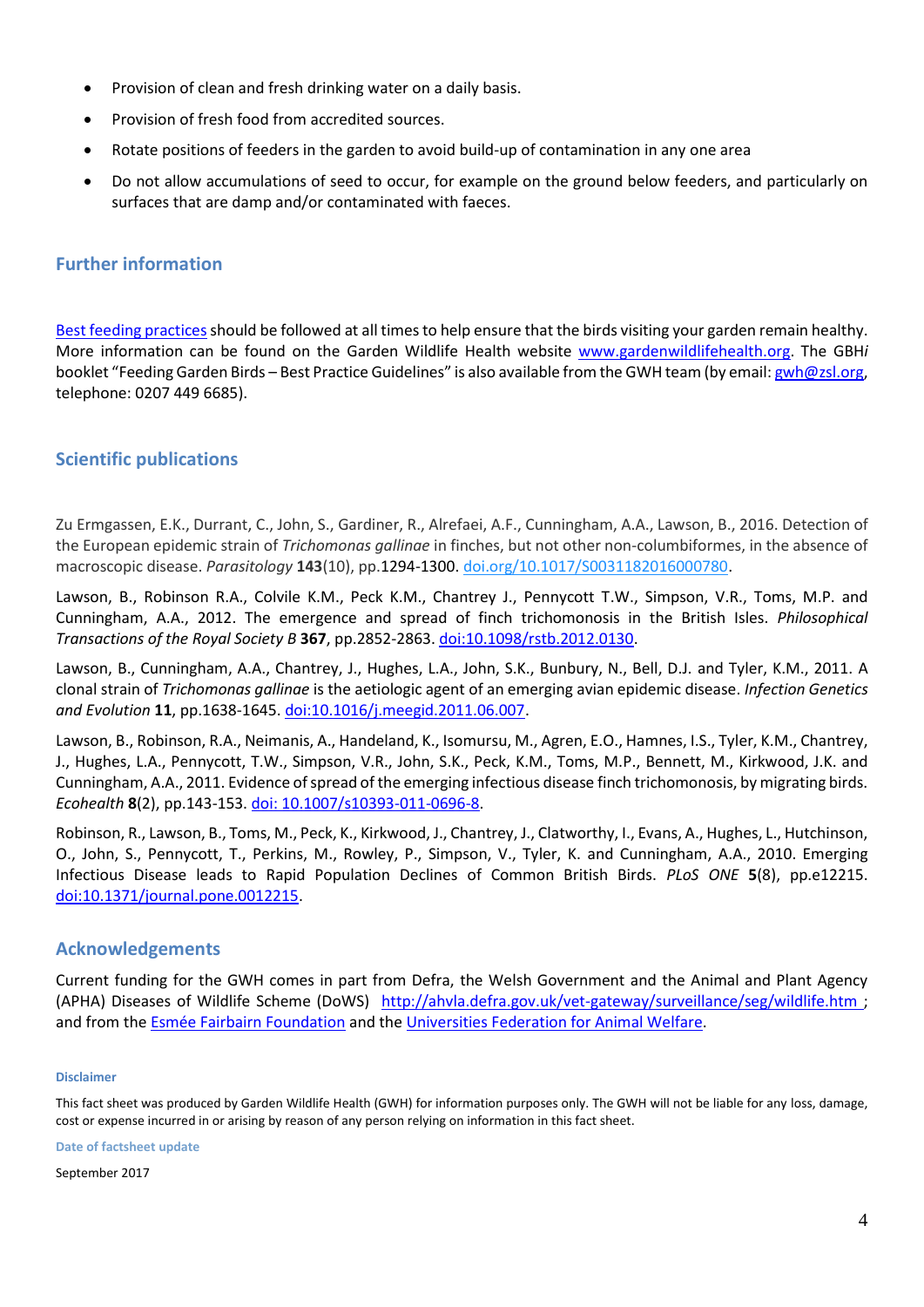- Provision of clean and fresh drinking water on a daily basis.
- Provision of fresh food from accredited sources.
- Rotate positions of feeders in the garden to avoid build-up of contamination in any one area
- Do not allow accumulations of seed to occur, for example on the ground below feeders, and particularly on surfaces that are damp and/or contaminated with faeces.

## Further information

Best feeding practices should be followed at all times to help ensure that the birds visiting your garden remain healthy. More information can be found on the Garden Wildlife Health website www.gardenwildlifehealth.org. The GBH*i* booklet "Feeding Garden Birds – Best Practice Guidelines" is also available from the GWH team (by email: gwh@zsl.org, telephone: 0207 449 6685).

## Scientific publications

Zu Ermgassen, E.K., Durrant, C., John, S., Gardiner, R., Alrefaei, A.F., Cunningham, A.A., Lawson, B., 2016. Detection of the European epidemic strain of *Trichomonas gallinae* in finches, but not other non-columbiformes, in the absence of macroscopic disease. *Parasitology* **143**(10), pp.1294-1300. doi.org/10.1017/S0031182016000780.

Lawson, B., Robinson R.A., Colvile K.M., Peck K.M., Chantrey J., Pennycott T.W., Simpson, V.R., Toms, M.P. and Cunningham, A.A., 2012. The emergence and spread of finch trichomonosis in the British Isles. *Philosophical Transactions of the Royal Society B* **367**, pp.2852-2863. doi:10.1098/rstb.2012.0130.

Lawson, B., Cunningham, A.A., Chantrey, J., Hughes, L.A., John, S.K., Bunbury, N., Bell, D.J. and Tyler, K.M., 2011. A clonal strain of *Trichomonas gallinae* is the aetiologic agent of an emerging avian epidemic disease. *Infection Genetics and Evolution* **11**, pp.1638-1645. doi:10.1016/j.meegid.2011.06.007.

Lawson, B., Robinson, R.A., Neimanis, A., Handeland, K., Isomursu, M., Agren, E.O., Hamnes, I.S., Tyler, K.M., Chantrey, J., Hughes, L.A., Pennycott, T.W., Simpson, V.R., John, S.K., Peck, K.M., Toms, M.P., Bennett, M., Kirkwood, J.K. and Cunningham, A.A., 2011. Evidence of spread of the emerging infectious disease finch trichomonosis, by migrating birds. *Ecohealth* **8**(2), pp.143-153. doi: 10.1007/s10393-011-0696-8.

Robinson, R., Lawson, B., Toms, M., Peck, K., Kirkwood, J., Chantrey, J., Clatworthy, I., Evans, A., Hughes, L., Hutchinson, O., John, S., Pennycott, T., Perkins, M., Rowley, P., Simpson, V., Tyler, K. and Cunningham, A.A., 2010. Emerging Infectious Disease leads to Rapid Population Declines of Common British Birds. *PLoS ONE* **5**(8), pp.e12215. doi:10.1371/journal.pone.0012215.

## Acknowledgements

Current funding for the GWH comes in part from Defra, the Welsh Government and the Animal and Plant Agency (APHA) Diseases of Wildlife Scheme (DoWS) http://ahvla.defra.gov.uk/vet-gateway/surveillance/seg/wildlife.htm ; and from the Esmée Fairbairn Foundation and the Universities Federation for Animal Welfare.

#### Disclaimer

This fact sheet was produced by Garden Wildlife Health (GWH) for information purposes only. The GWH will not be liable for any loss, damage, cost or expense incurred in or arising by reason of any person relying on information in this fact sheet.

#### Date of factsheet update

September 2017